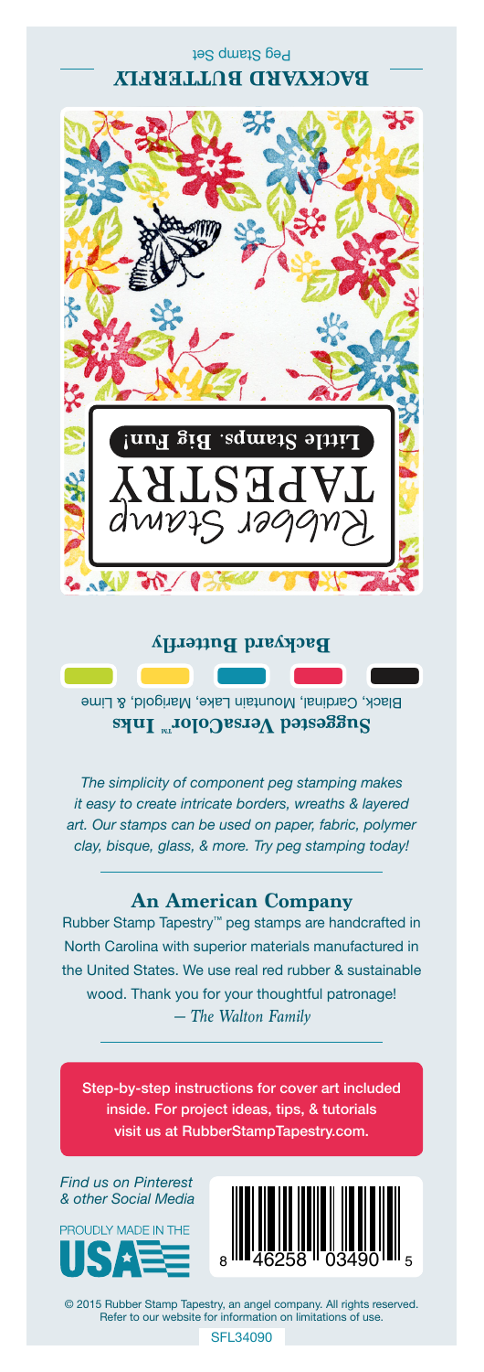# Backyard Butterfly

Peg Stamp Set

Rubber Stamp TAPESTRY

**Little Stamps. Big Fun!**

**Backyard Butterfly**

**Suggested VersaColor™ Inks**

Black, Cardinal, Mountain Lake, Marigold, & Lime

*The simplicity of component peg stamping makes it easy to create intricate borders, wreaths & layered art. Our stamps can be used on paper, fabric, polymer clay, bisque, glass, & more. Try peg stamping today!*

## An American Company

Rubber Stamp Tapestry™ peg stamps are handcrafted in North Carolina with superior materials manufactured in the United States. We use real red rubber & sustainable wood. Thank you for your thoughtful patronage!
*— The Walton Family*

Step-by-step instructions for cover art included inside. For project ideas, tips, & tutorials visit us at RubberStampTapestry.com.

*Find us on Pinterest & other Social Media*

PROUDLY MADE IN THE USA

8 46258 03490 5

© 2015 Rubber Stamp Tapestry, an angel company. All rights reserved. Refer to our website for information on limitations of use.

SFL34090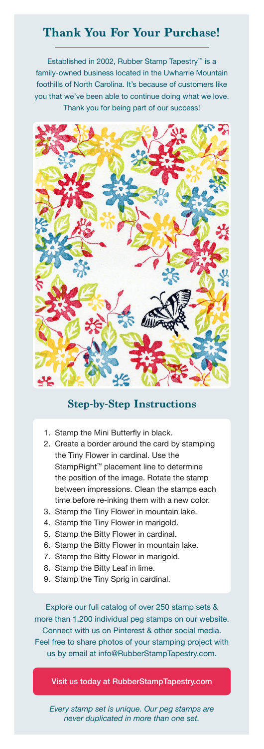## Thank You For Your Purchase!

Established in 2002, Rubber Stamp Tapestry™ is a family-owned business located in the Uwharrie Mountain foothills of North Carolina. It's because of customers like you that we've been able to continue doing what we love. Thank you for being part of our success!

## Step-by-Step Instructions

1. Stamp the Mini Butterfly in black.
2. Create a border around the card by stamping the Tiny Flower in cardinal. Use the StampRight™ placement line to determine the position of the image. Rotate the stamp between impressions. Clean the stamps each time before re-inking them with a new color.
3. Stamp the Tiny Flower in mountain lake.
4. Stamp the Tiny Flower in marigold.
5. Stamp the Bitty Flower in cardinal.
6. Stamp the Bitty Flower in mountain lake.
7. Stamp the Bitty Flower in marigold.
8. Stamp the Bitty Leaf in lime.
9. Stamp the Tiny Sprig in cardinal.

Explore our full catalog of over 250 stamp sets & more than 1,200 individual peg stamps on our website. Connect with us on Pinterest & other social media. Feel free to share photos of your stamping project with us by email at info@RubberStampTapestry.com.

**Visit us today at RubberStampTapestry.com**

*Every stamp set is unique. Our peg stamps are never duplicated in more than one set.*